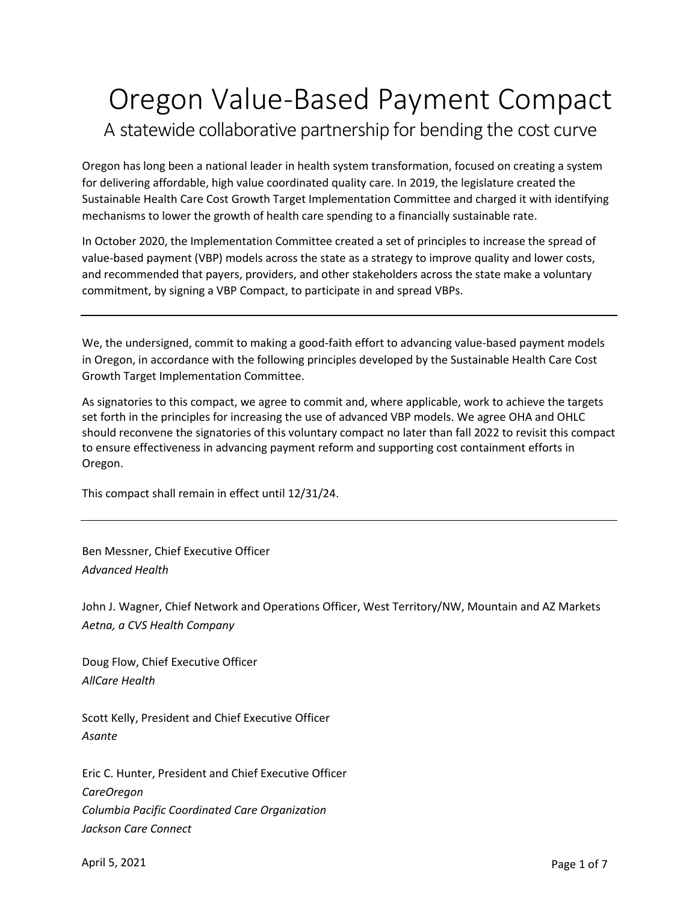# Oregon Value-Based Payment Compact

## A statewide collaborative partnership for bending the cost curve

Oregon has long been a national leader in health system transformation, focused on creating a system for delivering affordable, high value coordinated quality care. In 2019, the legislature created the Sustainable Health Care Cost Growth Target Implementation Committee and charged it with identifying mechanisms to lower the growth of health care spending to a financially sustainable rate.

In October 2020, the Implementation Committee created a set of principles to increase the spread of value-based payment (VBP) models across the state as a strategy to improve quality and lower costs, and recommended that payers, providers, and other stakeholders across the state make a voluntary commitment, by signing a VBP Compact, to participate in and spread VBPs.

---

We, the undersigned, commit to making a good-faith effort to advancing value-based payment models in Oregon, in accordance with the following principles developed by the Sustainable Health Care Cost Growth Target Implementation Committee.

As signatories to this compact, we agree to commit and, where applicable, work to achieve the targets set forth in the principles for increasing the use of advanced VBP models. We agree OHA and OHLC should reconvene the signatories of this voluntary compact no later than fall 2022 to revisit this compact to ensure effectiveness in advancing payment reform and supporting cost containment efforts in Oregon.

This compact shall remain in effect until 12/31/24.

---

Ben Messner, Chief Executive Officer
*Advanced Health*

John J. Wagner, Chief Network and Operations Officer, West Territory/NW, Mountain and AZ Markets
*Aetna, a CVS Health Company*

Doug Flow, Chief Executive Officer
*AllCare Health*

Scott Kelly, President and Chief Executive Officer
*Asante*

Eric C. Hunter, President and Chief Executive Officer
*CareOregon*
*Columbia Pacific Coordinated Care Organization*
*Jackson Care Connect*

April 5, 2021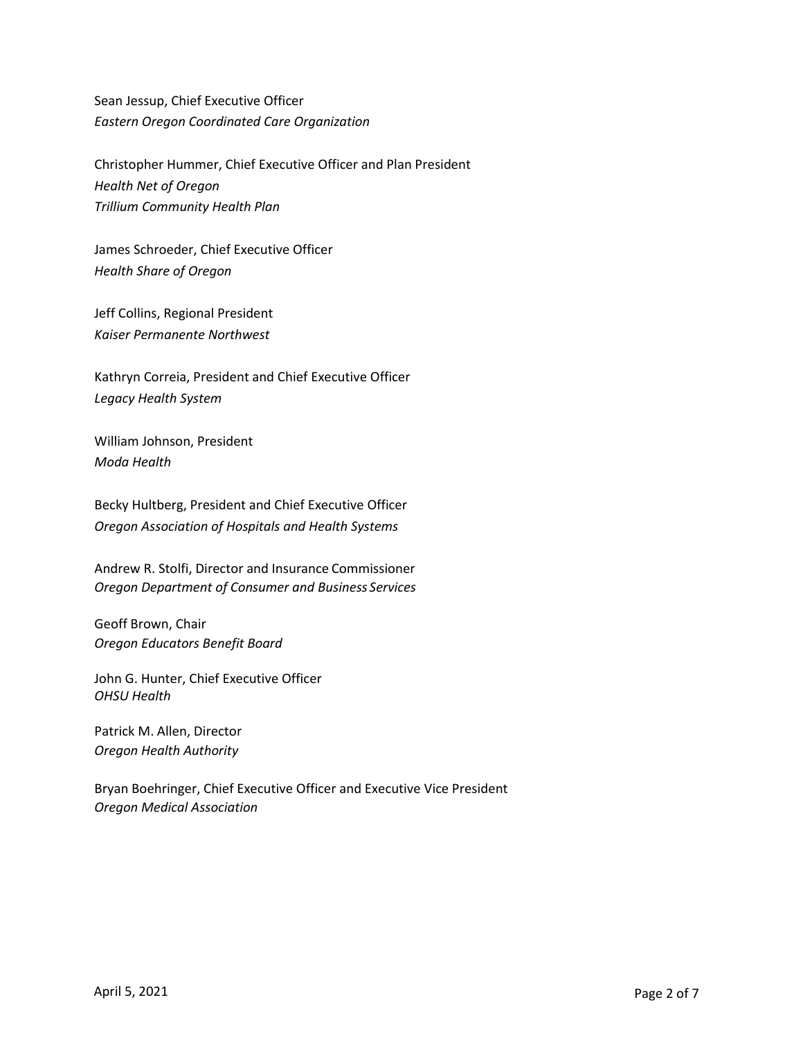Sean Jessup, Chief Executive Officer
*Eastern Oregon Coordinated Care Organization*

Christopher Hummer, Chief Executive Officer and Plan President
*Health Net of Oregon*
*Trillium Community Health Plan*

James Schroeder, Chief Executive Officer
*Health Share of Oregon*

Jeff Collins, Regional President
*Kaiser Permanente Northwest*

Kathryn Correia, President and Chief Executive Officer
*Legacy Health System*

William Johnson, President
*Moda Health*

Becky Hultberg, President and Chief Executive Officer
*Oregon Association of Hospitals and Health Systems*

Andrew R. Stolfi, Director and Insurance Commissioner
*Oregon Department of Consumer and Business Services*

Geoff Brown, Chair
*Oregon Educators Benefit Board*

John G. Hunter, Chief Executive Officer
*OHSU Health*

Patrick M. Allen, Director
*Oregon Health Authority*

Bryan Boehringer, Chief Executive Officer and Executive Vice President
*Oregon Medical Association*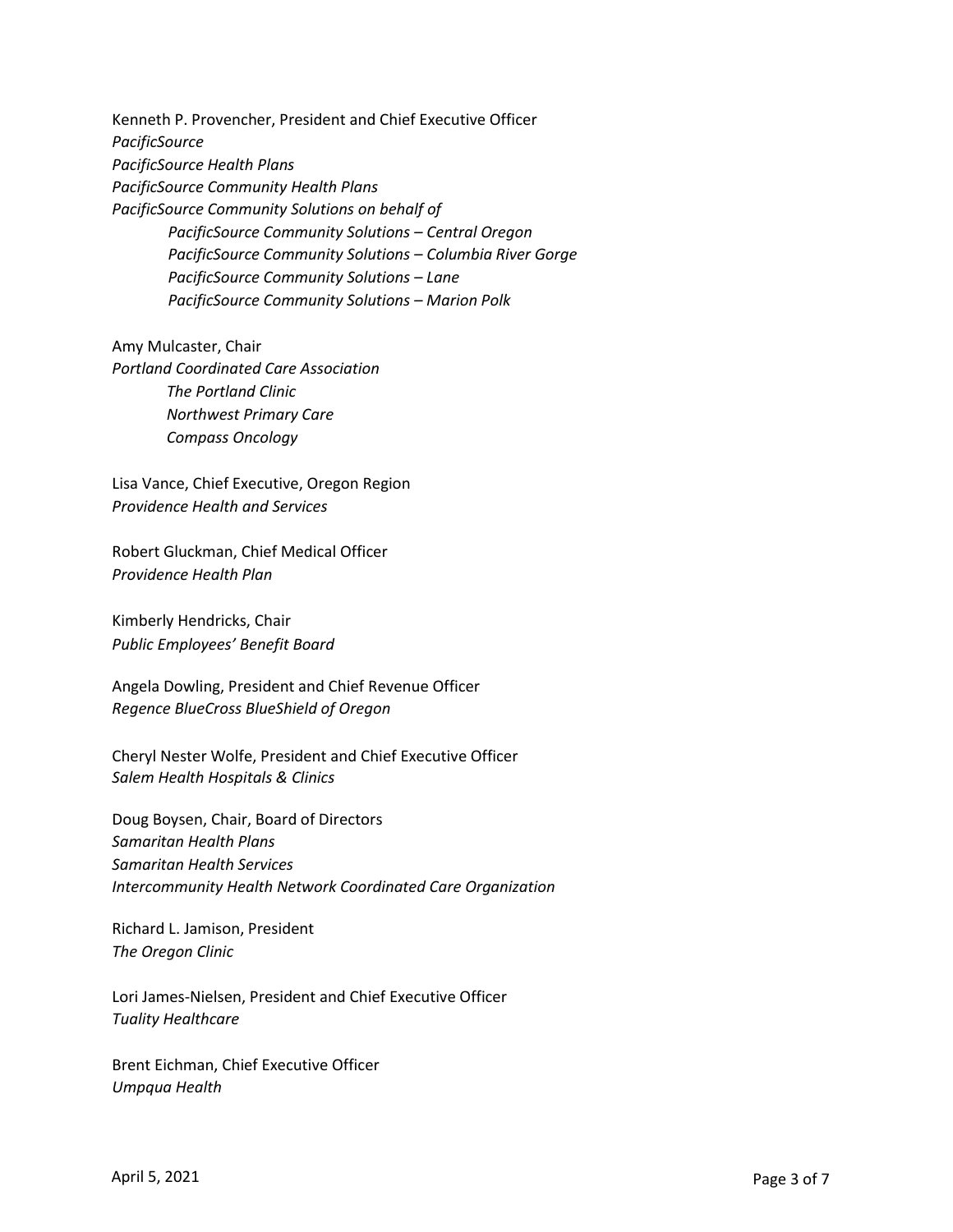Kenneth P. Provencher, President and Chief Executive Officer
*PacificSource*
*PacificSource Health Plans*
*PacificSource Community Health Plans*
*PacificSource Community Solutions on behalf of*
    *PacificSource Community Solutions – Central Oregon*
    *PacificSource Community Solutions – Columbia River Gorge*
    *PacificSource Community Solutions – Lane*
    *PacificSource Community Solutions – Marion Polk*

Amy Mulcaster, Chair
*Portland Coordinated Care Association*
    *The Portland Clinic*
    *Northwest Primary Care*
    *Compass Oncology*

Lisa Vance, Chief Executive, Oregon Region
*Providence Health and Services*

Robert Gluckman, Chief Medical Officer
*Providence Health Plan*

Kimberly Hendricks, Chair
*Public Employees' Benefit Board*

Angela Dowling, President and Chief Revenue Officer
*Regence BlueCross BlueShield of Oregon*

Cheryl Nester Wolfe, President and Chief Executive Officer
*Salem Health Hospitals & Clinics*

Doug Boysen, Chair, Board of Directors
*Samaritan Health Plans*
*Samaritan Health Services*
*Intercommunity Health Network Coordinated Care Organization*

Richard L. Jamison, President
*The Oregon Clinic*

Lori James-Nielsen, President and Chief Executive Officer
*Tuality Healthcare*

Brent Eichman, Chief Executive Officer
*Umpqua Health*

April 5, 2021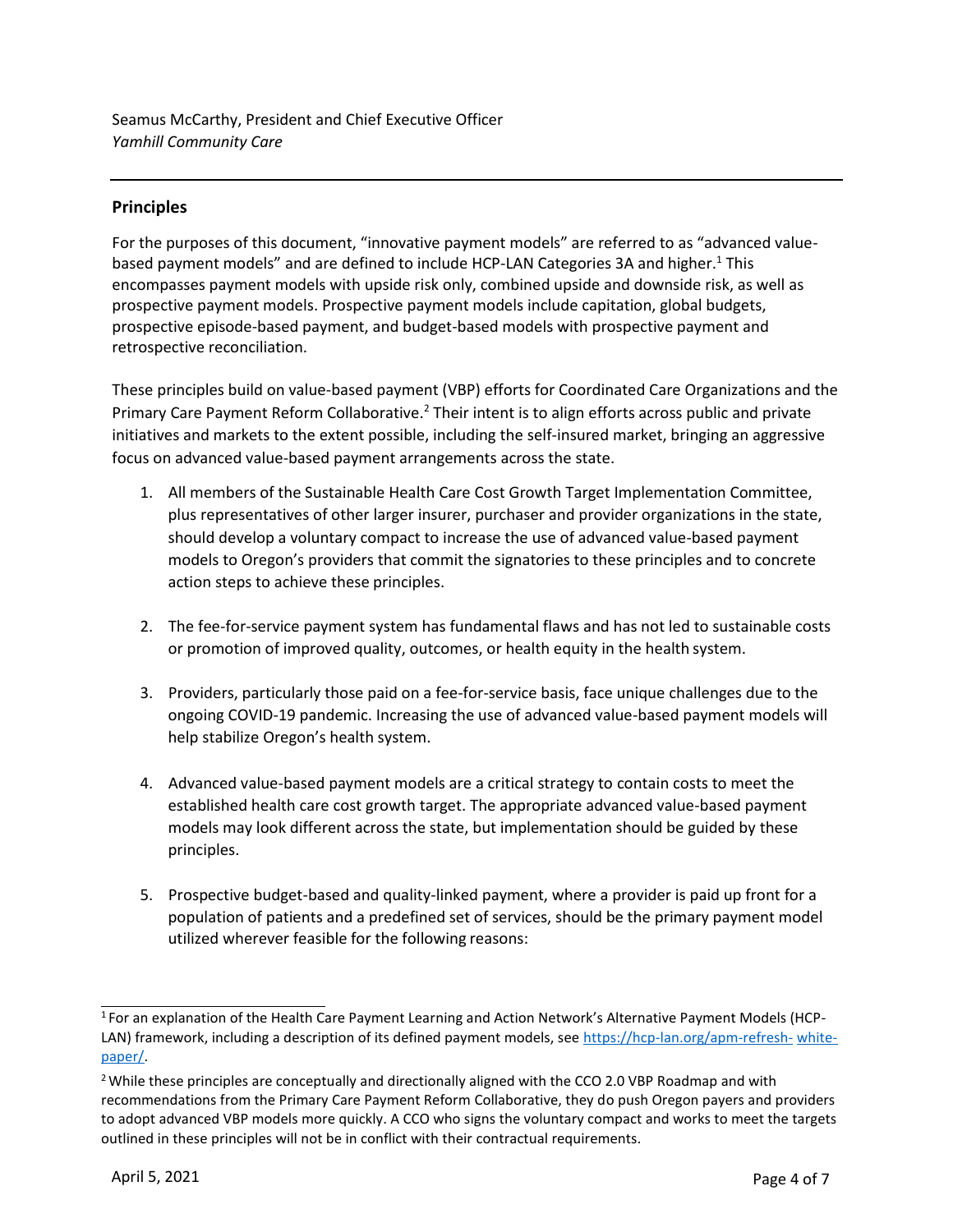Seamus McCarthy, President and Chief Executive Officer
*Yamhill Community Care*

---

## Principles

For the purposes of this document, "innovative payment models" are referred to as "advanced value-based payment models" and are defined to include HCP-LAN Categories 3A and higher.[1] This encompasses payment models with upside risk only, combined upside and downside risk, as well as prospective payment models. Prospective payment models include capitation, global budgets, prospective episode-based payment, and budget-based models with prospective payment and retrospective reconciliation.

These principles build on value-based payment (VBP) efforts for Coordinated Care Organizations and the Primary Care Payment Reform Collaborative.[2] Their intent is to align efforts across public and private initiatives and markets to the extent possible, including the self-insured market, bringing an aggressive focus on advanced value-based payment arrangements across the state.

1. All members of the Sustainable Health Care Cost Growth Target Implementation Committee, plus representatives of other larger insurer, purchaser and provider organizations in the state, should develop a voluntary compact to increase the use of advanced value-based payment models to Oregon's providers that commit the signatories to these principles and to concrete action steps to achieve these principles.

2. The fee-for-service payment system has fundamental flaws and has not led to sustainable costs or promotion of improved quality, outcomes, or health equity in the health system.

3. Providers, particularly those paid on a fee-for-service basis, face unique challenges due to the ongoing COVID-19 pandemic. Increasing the use of advanced value-based payment models will help stabilize Oregon's health system.

4. Advanced value-based payment models are a critical strategy to contain costs to meet the established health care cost growth target. The appropriate advanced value-based payment models may look different across the state, but implementation should be guided by these principles.

5. Prospective budget-based and quality-linked payment, where a provider is paid up front for a population of patients and a predefined set of services, should be the primary payment model utilized wherever feasible for the following reasons:

---

[1] For an explanation of the Health Care Payment Learning and Action Network's Alternative Payment Models (HCP-LAN) framework, including a description of its defined payment models, see https://hcp-lan.org/apm-refresh-white-paper/.

[2] While these principles are conceptually and directionally aligned with the CCO 2.0 VBP Roadmap and with recommendations from the Primary Care Payment Reform Collaborative, they do push Oregon payers and providers to adopt advanced VBP models more quickly. A CCO who signs the voluntary compact and works to meet the targets outlined in these principles will not be in conflict with their contractual requirements.

April 5, 2021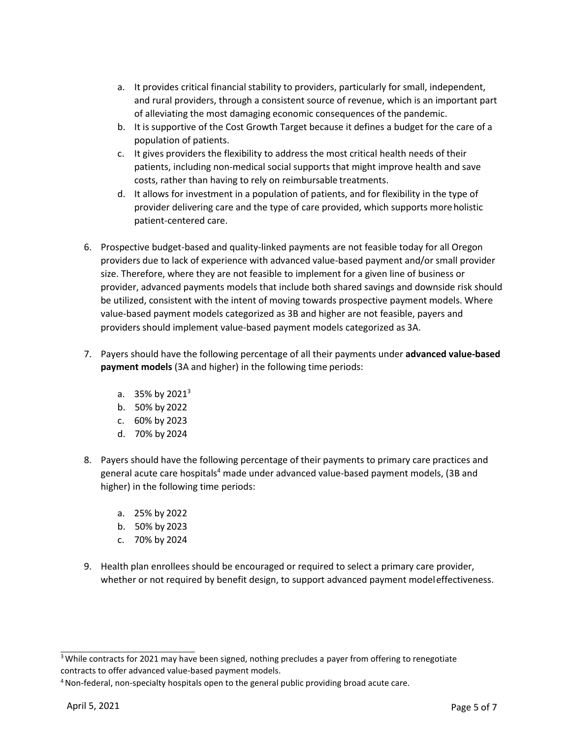a. It provides critical financial stability to providers, particularly for small, independent, and rural providers, through a consistent source of revenue, which is an important part of alleviating the most damaging economic consequences of the pandemic.
b. It is supportive of the Cost Growth Target because it defines a budget for the care of a population of patients.
c. It gives providers the flexibility to address the most critical health needs of their patients, including non-medical social supports that might improve health and save costs, rather than having to rely on reimbursable treatments.
d. It allows for investment in a population of patients, and for flexibility in the type of provider delivering care and the type of care provided, which supports more holistic patient-centered care.

6. Prospective budget-based and quality-linked payments are not feasible today for all Oregon providers due to lack of experience with advanced value-based payment and/or small provider size. Therefore, where they are not feasible to implement for a given line of business or provider, advanced payments models that include both shared savings and downside risk should be utilized, consistent with the intent of moving towards prospective payment models. Where value-based payment models categorized as 3B and higher are not feasible, payers and providers should implement value-based payment models categorized as 3A.

7. Payers should have the following percentage of all their payments under **advanced value-based payment models** (3A and higher) in the following time periods:

   a. 35% by 2021[3]
   b. 50% by 2022
   c. 60% by 2023
   d. 70% by 2024

8. Payers should have the following percentage of their payments to primary care practices and general acute care hospitals[4] made under advanced value-based payment models, (3B and higher) in the following time periods:

   a. 25% by 2022
   b. 50% by 2023
   c. 70% by 2024

9. Health plan enrollees should be encouraged or required to select a primary care provider, whether or not required by benefit design, to support advanced payment model effectiveness.

---

[3] While contracts for 2021 may have been signed, nothing precludes a payer from offering to renegotiate contracts to offer advanced value-based payment models.

[4] Non-federal, non-specialty hospitals open to the general public providing broad acute care.

April 5, 2021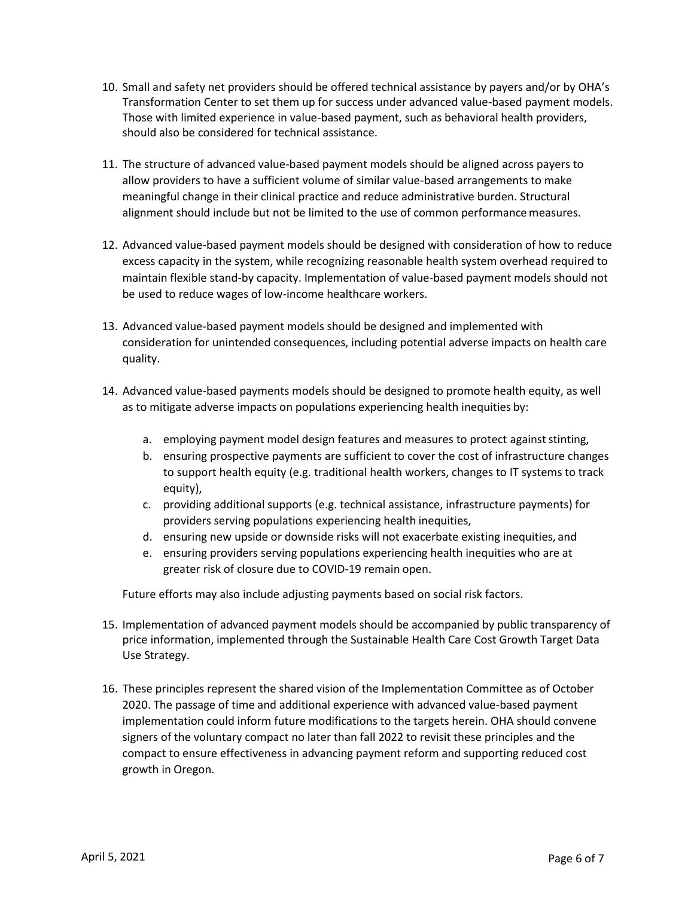10. Small and safety net providers should be offered technical assistance by payers and/or by OHA's Transformation Center to set them up for success under advanced value-based payment models. Those with limited experience in value-based payment, such as behavioral health providers, should also be considered for technical assistance.

11. The structure of advanced value-based payment models should be aligned across payers to allow providers to have a sufficient volume of similar value-based arrangements to make meaningful change in their clinical practice and reduce administrative burden. Structural alignment should include but not be limited to the use of common performance measures.

12. Advanced value-based payment models should be designed with consideration of how to reduce excess capacity in the system, while recognizing reasonable health system overhead required to maintain flexible stand-by capacity. Implementation of value-based payment models should not be used to reduce wages of low-income healthcare workers.

13. Advanced value-based payment models should be designed and implemented with consideration for unintended consequences, including potential adverse impacts on health care quality.

14. Advanced value-based payments models should be designed to promote health equity, as well as to mitigate adverse impacts on populations experiencing health inequities by:

    a. employing payment model design features and measures to protect against stinting,
    b. ensuring prospective payments are sufficient to cover the cost of infrastructure changes to support health equity (e.g. traditional health workers, changes to IT systems to track equity),
    c. providing additional supports (e.g. technical assistance, infrastructure payments) for providers serving populations experiencing health inequities,
    d. ensuring new upside or downside risks will not exacerbate existing inequities, and
    e. ensuring providers serving populations experiencing health inequities who are at greater risk of closure due to COVID-19 remain open.

    Future efforts may also include adjusting payments based on social risk factors.

15. Implementation of advanced payment models should be accompanied by public transparency of price information, implemented through the Sustainable Health Care Cost Growth Target Data Use Strategy.

16. These principles represent the shared vision of the Implementation Committee as of October 2020. The passage of time and additional experience with advanced value-based payment implementation could inform future modifications to the targets herein. OHA should convene signers of the voluntary compact no later than fall 2022 to revisit these principles and the compact to ensure effectiveness in advancing payment reform and supporting reduced cost growth in Oregon.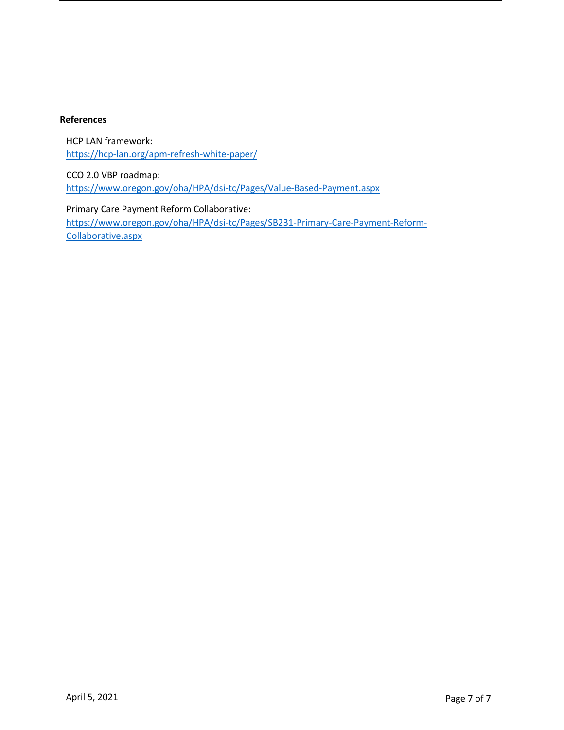**References**

HCP LAN framework:
https://hcp-lan.org/apm-refresh-white-paper/

CCO 2.0 VBP roadmap:
https://www.oregon.gov/oha/HPA/dsi-tc/Pages/Value-Based-Payment.aspx

Primary Care Payment Reform Collaborative:
https://www.oregon.gov/oha/HPA/dsi-tc/Pages/SB231-Primary-Care-Payment-Reform-Collaborative.aspx